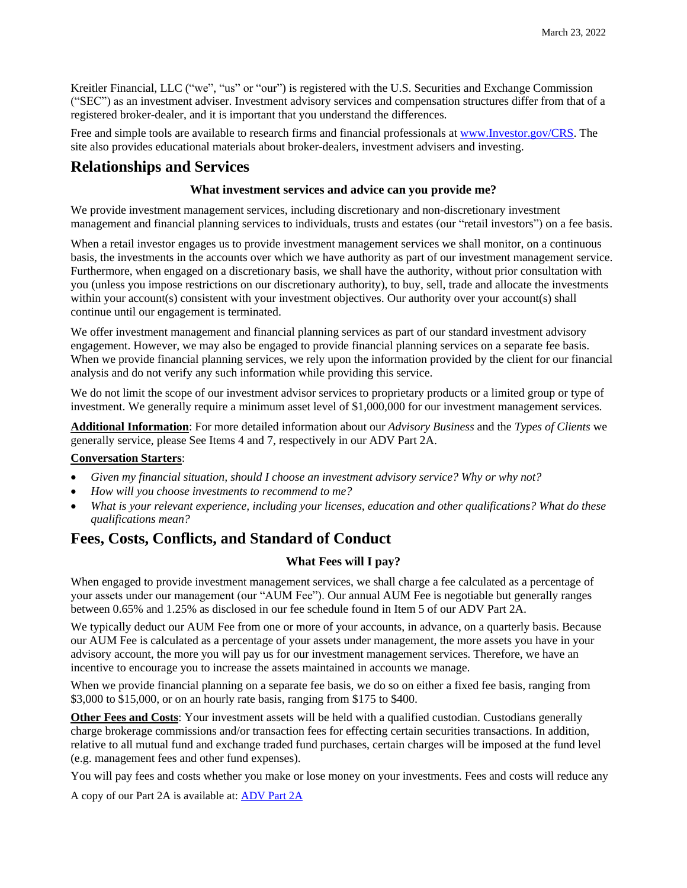March 23, 2022

Kreitler Financial, LLC ("we", "us" or "our") is registered with the U.S. Securities and Exchange Commission ("SEC") as an investment adviser. Investment advisory services and compensation structures differ from that of a registered broker-dealer, and it is important that you understand the differences.

Free and simple tools are available to research firms and financial professionals at [www.Investor.gov/CRS](www.Investor.gov/CRS). The site also provides educational materials about broker-dealers, investment advisers and investing.

# Relationships and Services

### What investment services and advice can you provide me?

We provide investment management services, including discretionary and non-discretionary investment management and financial planning services to individuals, trusts and estates (our "retail investors") on a fee basis.

When a retail investor engages us to provide investment management services we shall monitor, on a continuous basis, the investments in the accounts over which we have authority as part of our investment management service. Furthermore, when engaged on a discretionary basis, we shall have the authority, without prior consultation with you (unless you impose restrictions on our discretionary authority), to buy, sell, trade and allocate the investments within your account(s) consistent with your investment objectives. Our authority over your account(s) shall continue until our engagement is terminated.

We offer investment management and financial planning services as part of our standard investment advisory engagement. However, we may also be engaged to provide financial planning services on a separate fee basis. When we provide financial planning services, we rely upon the information provided by the client for our financial analysis and do not verify any such information while providing this service.

We do not limit the scope of our investment advisor services to proprietary products or a limited group or type of investment. We generally require a minimum asset level of $1,000,000 for our investment management services.

**Additional Information**: For more detailed information about our *Advisory Business* and the *Types of Clients* we generally service, please See Items 4 and 7, respectively in our ADV Part 2A.

**Conversation Starters**:

- *Given my financial situation, should I choose an investment advisory service? Why or why not?*
- *How will you choose investments to recommend to me?*
- *What is your relevant experience, including your licenses, education and other qualifications? What do these qualifications mean?*

# Fees, Costs, Conflicts, and Standard of Conduct

### What Fees will I pay?

When engaged to provide investment management services, we shall charge a fee calculated as a percentage of your assets under our management (our "AUM Fee"). Our annual AUM Fee is negotiable but generally ranges between 0.65% and 1.25% as disclosed in our fee schedule found in Item 5 of our ADV Part 2A.

We typically deduct our AUM Fee from one or more of your accounts, in advance, on a quarterly basis. Because our AUM Fee is calculated as a percentage of your assets under management, the more assets you have in your advisory account, the more you will pay us for our investment management services. Therefore, we have an incentive to encourage you to increase the assets maintained in accounts we manage.

When we provide financial planning on a separate fee basis, we do so on either a fixed fee basis, ranging from $3,000 to $15,000, or on an hourly rate basis, ranging from $175 to $400.

**Other Fees and Costs**: Your investment assets will be held with a qualified custodian. Custodians generally charge brokerage commissions and/or transaction fees for effecting certain securities transactions. In addition, relative to all mutual fund and exchange traded fund purchases, certain charges will be imposed at the fund level (e.g. management fees and other fund expenses).

You will pay fees and costs whether you make or lose money on your investments. Fees and costs will reduce any

A copy of our Part 2A is available at: ADV Part 2A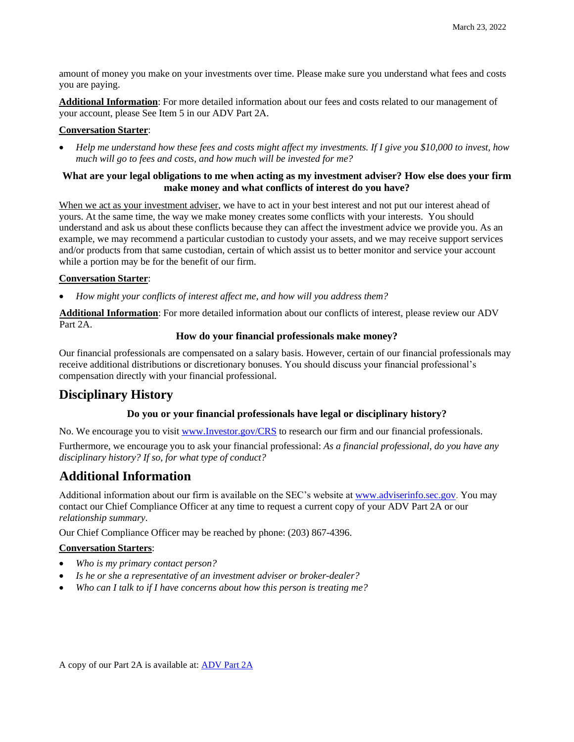amount of money you make on your investments over time. Please make sure you understand what fees and costs you are paying.

**Additional Information**: For more detailed information about our fees and costs related to our management of your account, please See Item 5 in our ADV Part 2A.

**Conversation Starter**:

- *Help me understand how these fees and costs might affect my investments. If I give you $10,000 to invest, how much will go to fees and costs, and how much will be invested for me?*

### What are your legal obligations to me when acting as my investment adviser? How else does your firm make money and what conflicts of interest do you have?

When we act as your investment adviser, we have to act in your best interest and not put our interest ahead of yours. At the same time, the way we make money creates some conflicts with your interests. You should understand and ask us about these conflicts because they can affect the investment advice we provide you. As an example, we may recommend a particular custodian to custody your assets, and we may receive support services and/or products from that same custodian, certain of which assist us to better monitor and service your account while a portion may be for the benefit of our firm.

**Conversation Starter**:

- *How might your conflicts of interest affect me, and how will you address them?*

**Additional Information**: For more detailed information about our conflicts of interest, please review our ADV Part 2A.

### How do your financial professionals make money?

Our financial professionals are compensated on a salary basis. However, certain of our financial professionals may receive additional distributions or discretionary bonuses. You should discuss your financial professional's compensation directly with your financial professional.

## Disciplinary History

### Do you or your financial professionals have legal or disciplinary history?

No. We encourage you to visit www.Investor.gov/CRS to research our firm and our financial professionals.

Furthermore, we encourage you to ask your financial professional: *As a financial professional, do you have any disciplinary history? If so, for what type of conduct?*

## Additional Information

Additional information about our firm is available on the SEC's website at www.adviserinfo.sec.gov. You may contact our Chief Compliance Officer at any time to request a current copy of your ADV Part 2A or our *relationship summary*.

Our Chief Compliance Officer may be reached by phone: (203) 867-4396.

**Conversation Starters**:

- *Who is my primary contact person?*
- *Is he or she a representative of an investment adviser or broker-dealer?*
- *Who can I talk to if I have concerns about how this person is treating me?*

A copy of our Part 2A is available at: ADV Part 2A